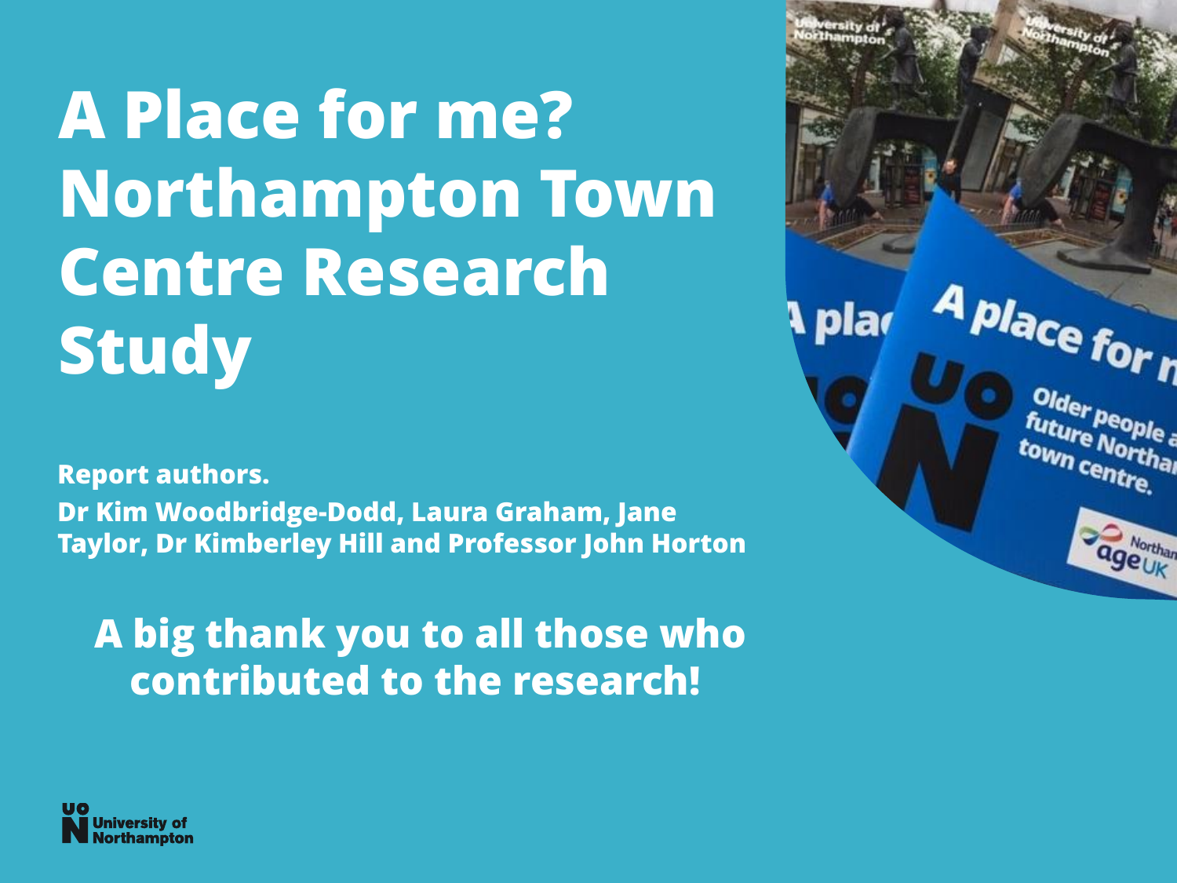# A Place for me? Northampton Town Centre Research Study

**Report authors.**

**Dr Kim Woodbridge-Dodd, Laura Graham, Jane Taylor, Dr Kimberley Hill and Professor John Horton**

**A big thank you to all those who contributed to the research!**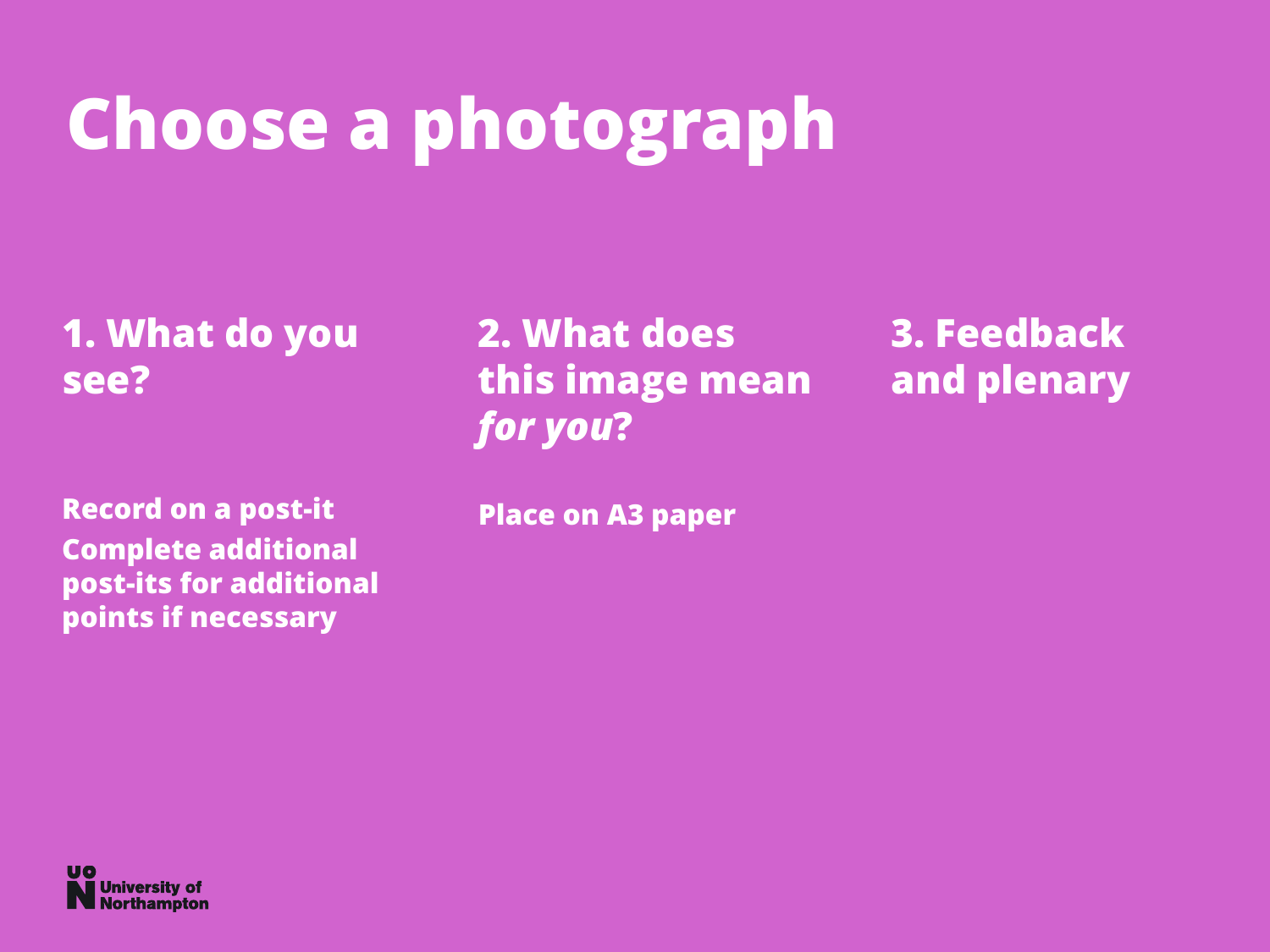# Choose a photograph

## 1. What do you see?

Record on a post-it

Complete additional post-its for additional points if necessary

## 2. What does this image mean *for you*?

Place on A3 paper

## 3. Feedback and plenary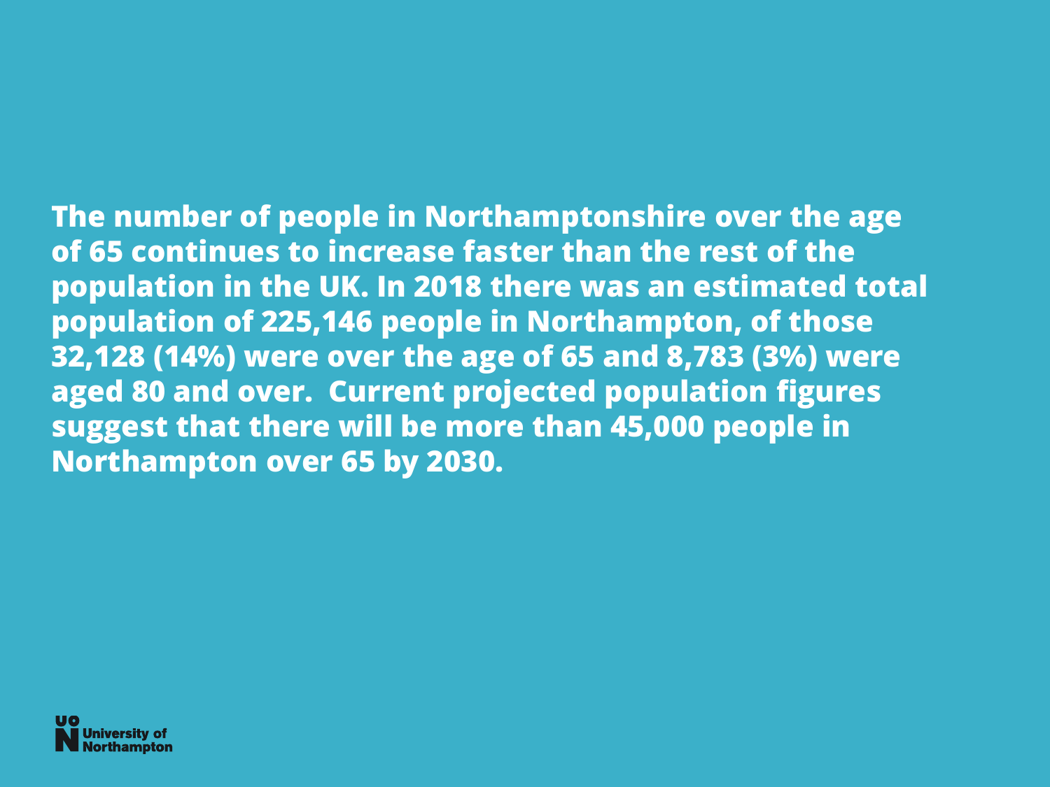**The number of people in Northamptonshire over the age of 65 continues to increase faster than the rest of the population in the UK. In 2018 there was an estimated total population of 225,146 people in Northampton, of those 32,128 (14%) were over the age of 65 and 8,783 (3%) were aged 80 and over. Current projected population figures suggest that there will be more than 45,000 people in Northampton over 65 by 2030.**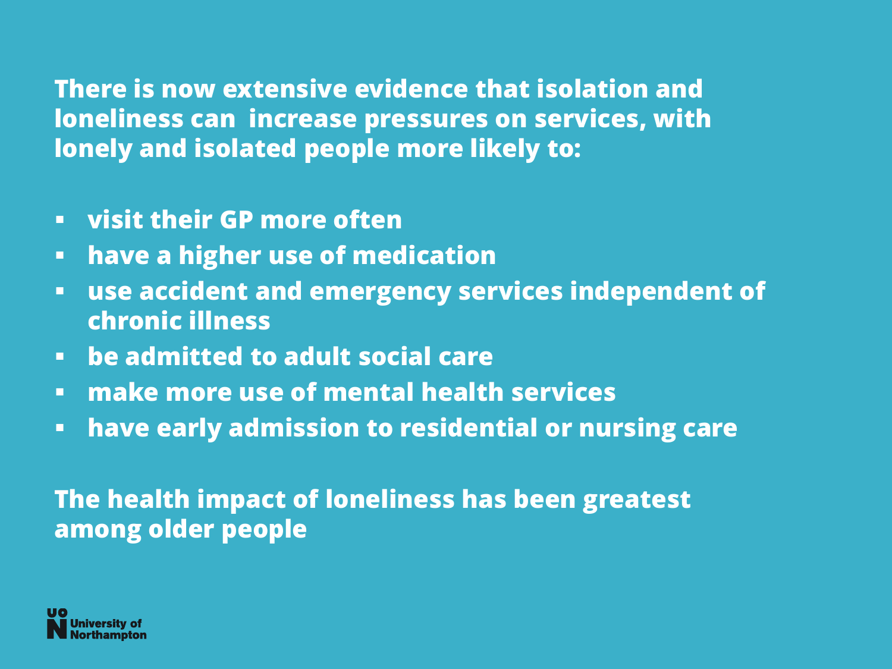**There is now extensive evidence that isolation and loneliness can increase pressures on services, with lonely and isolated people more likely to:**

- **visit their GP more often**
- **have a higher use of medication**
- **use accident and emergency services independent of chronic illness**
- **be admitted to adult social care**
- **make more use of mental health services**
- **have early admission to residential or nursing care**

**The health impact of loneliness has been greatest among older people**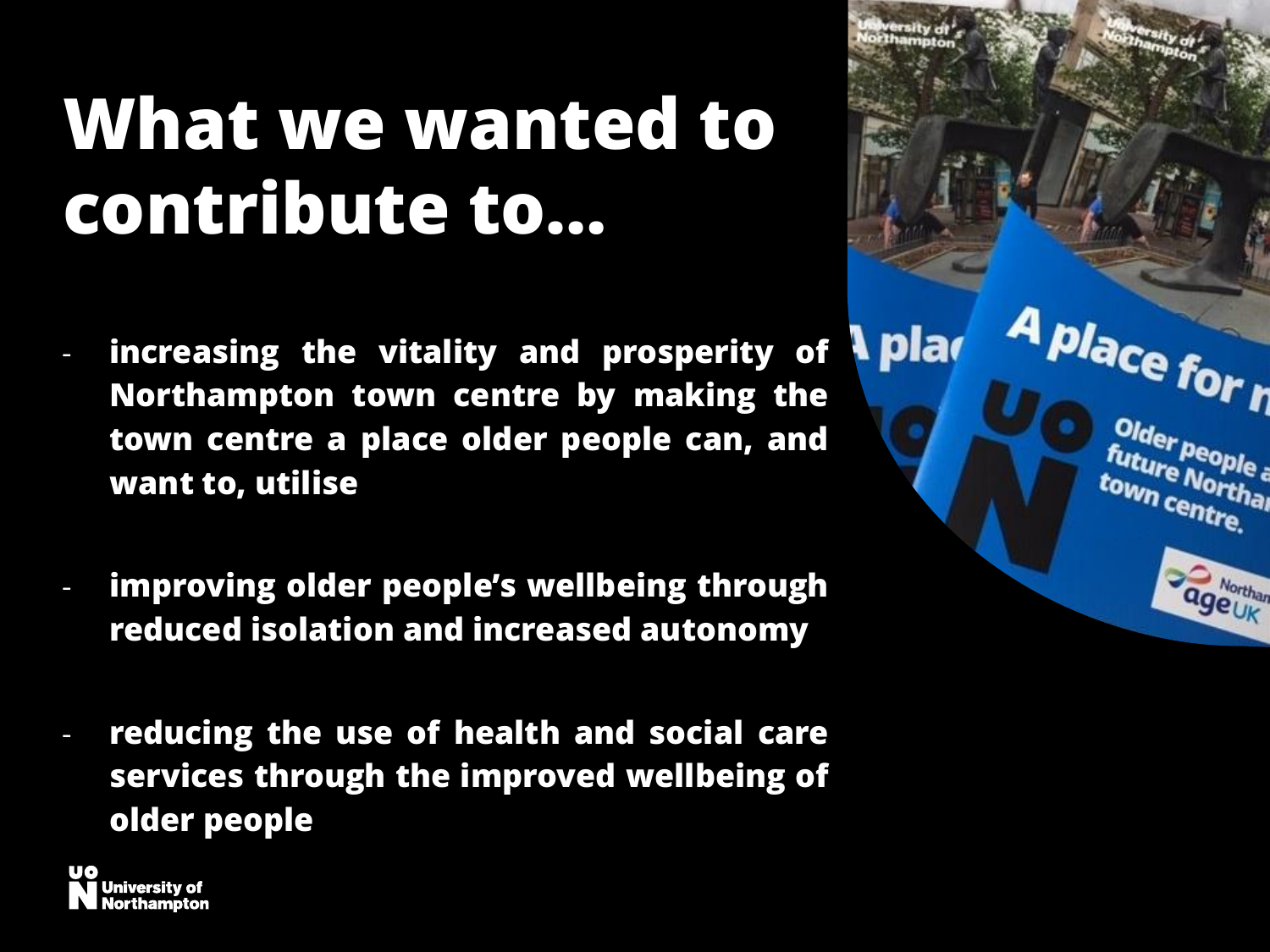# What we wanted to contribute to…

- **increasing the vitality and prosperity of Northampton town centre by making the town centre a place older people can, and want to, utilise**
- **improving older people's wellbeing through reduced isolation and increased autonomy**
- **reducing the use of health and social care services through the improved wellbeing of older people**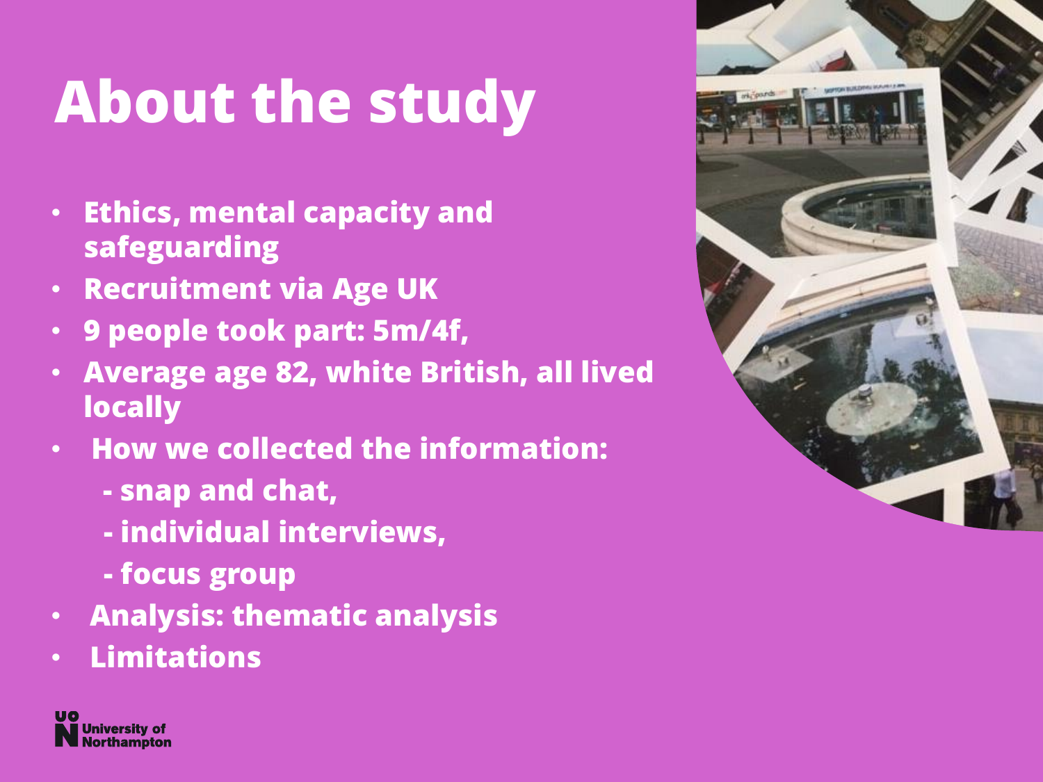# About the study

- Ethics, mental capacity and safeguarding
- Recruitment via Age UK
- 9 people took part: 5m/4f,
- Average age 82, white British, all lived locally
- How we collected the information:
  - snap and chat,
  - individual interviews,
  - focus group
- Analysis: thematic analysis
- Limitations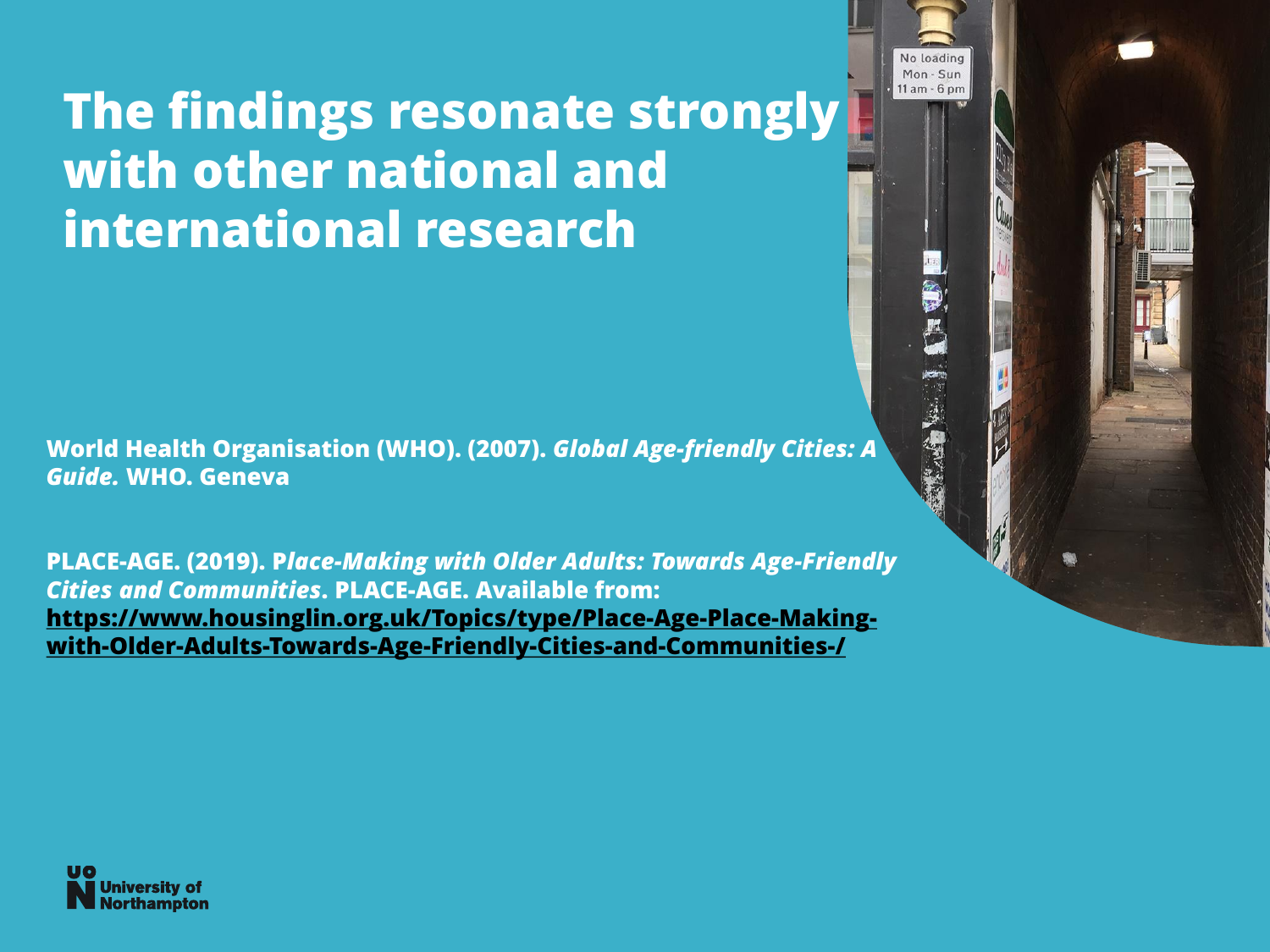# The findings resonate strongly with other national and international research

**World Health Organisation (WHO). (2007). *Global Age-friendly Cities: A Guide.* WHO. Geneva**

**PLACE-AGE. (2019). P*lace-Making with Older Adults: Towards Age-Friendly Cities and Communities*. PLACE-AGE. Available from: https://www.housinglin.org.uk/Topics/type/Place-Age-Place-Making-with-Older-Adults-Towards-Age-Friendly-Cities-and-Communities-/**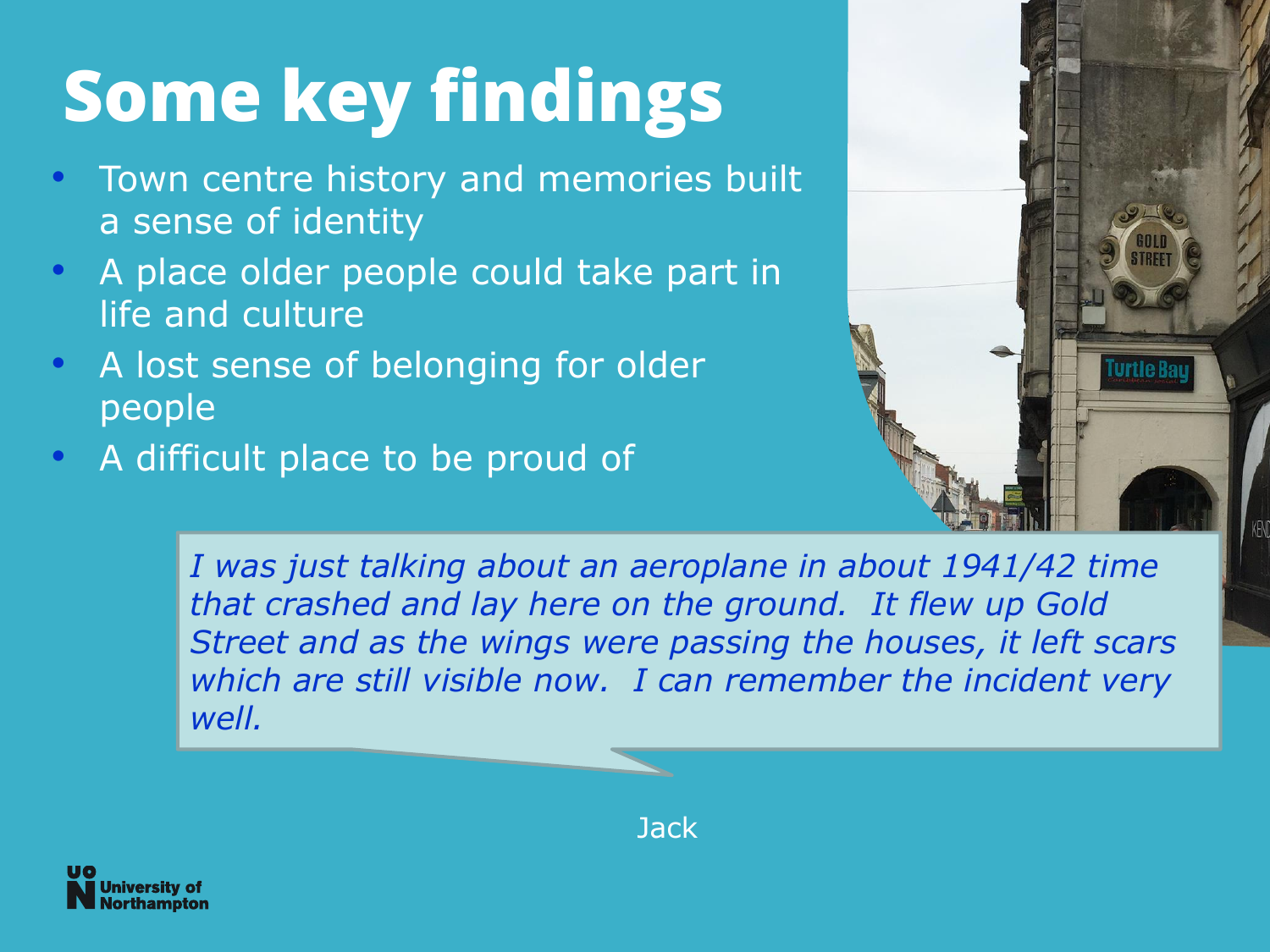# Some key findings

- Town centre history and memories built a sense of identity
- A place older people could take part in life and culture
- A lost sense of belonging for older people
- A difficult place to be proud of

> *I was just talking about an aeroplane in about 1941/42 time that crashed and lay here on the ground. It flew up Gold Street and as the wings were passing the houses, it left scars which are still visible now. I can remember the incident very well.*

Jack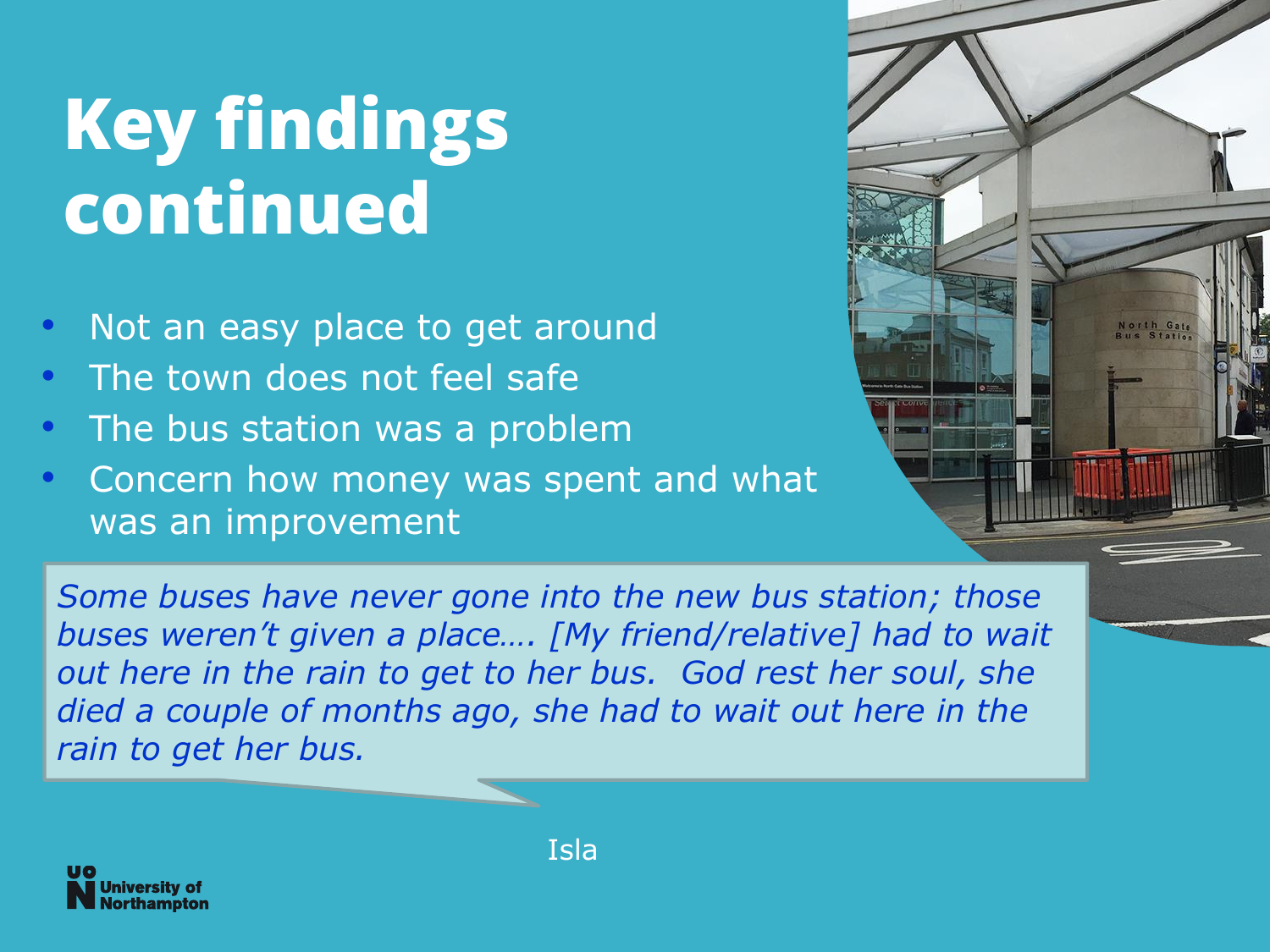# Key findings continued

- Not an easy place to get around
- The town does not feel safe
- The bus station was a problem
- Concern how money was spent and what was an improvement

*Some buses have never gone into the new bus station; those buses weren't given a place…. [My friend/relative] had to wait out here in the rain to get to her bus. God rest her soul, she died a couple of months ago, she had to wait out here in the rain to get her bus.*

Isla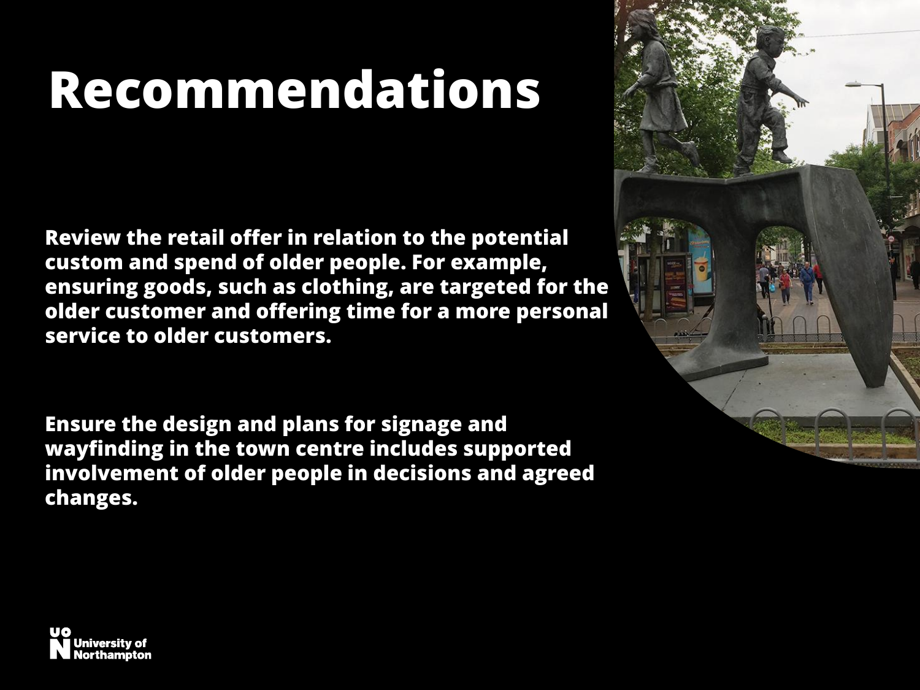# Recommendations

Review the retail offer in relation to the potential custom and spend of older people. For example, ensuring goods, such as clothing, are targeted for the older customer and offering time for a more personal service to older customers.

Ensure the design and plans for signage and wayfinding in the town centre includes supported involvement of older people in decisions and agreed changes.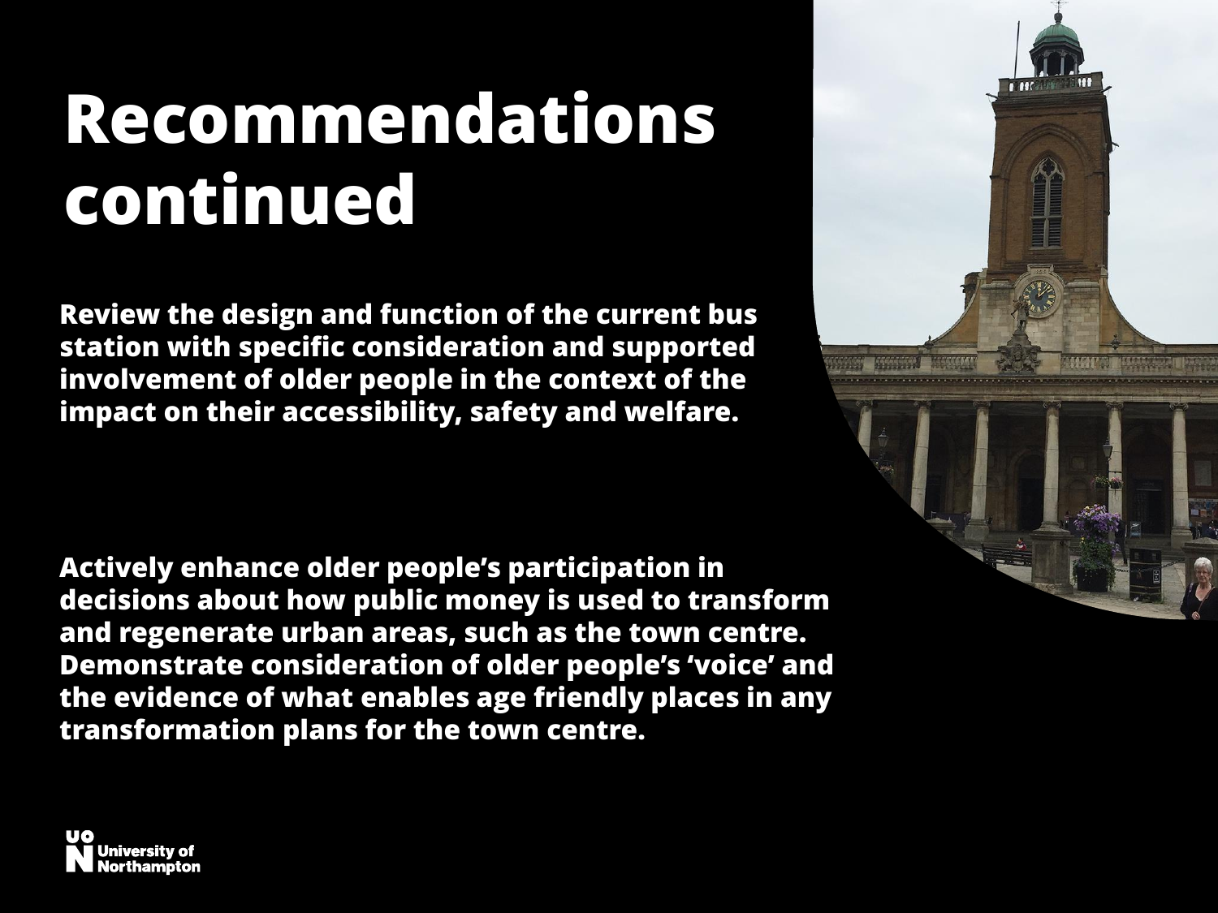# Recommendations continued

**Review the design and function of the current bus station with specific consideration and supported involvement of older people in the context of the impact on their accessibility, safety and welfare.**

**Actively enhance older people's participation in decisions about how public money is used to transform and regenerate urban areas, such as the town centre. Demonstrate consideration of older people's 'voice' and the evidence of what enables age friendly places in any transformation plans for the town centre.**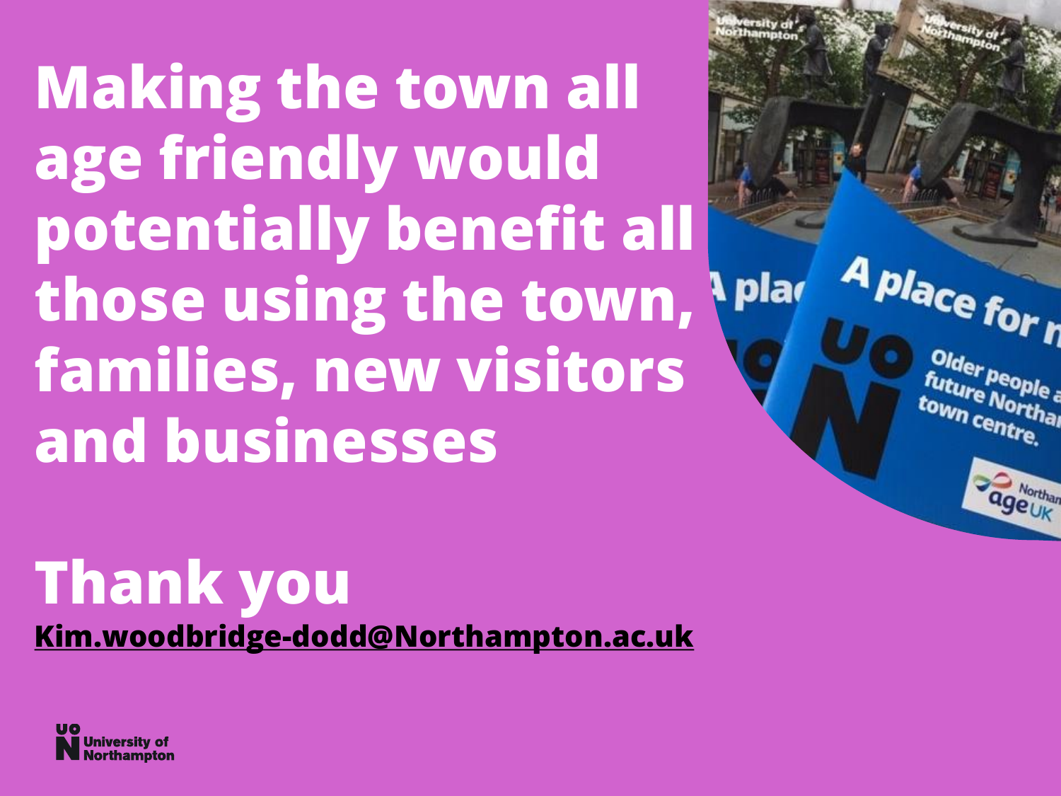# Making the town all age friendly would potentially benefit all those using the town, families, new visitors and businesses

# Thank you

**Kim.woodbridge-dodd@Northampton.ac.uk**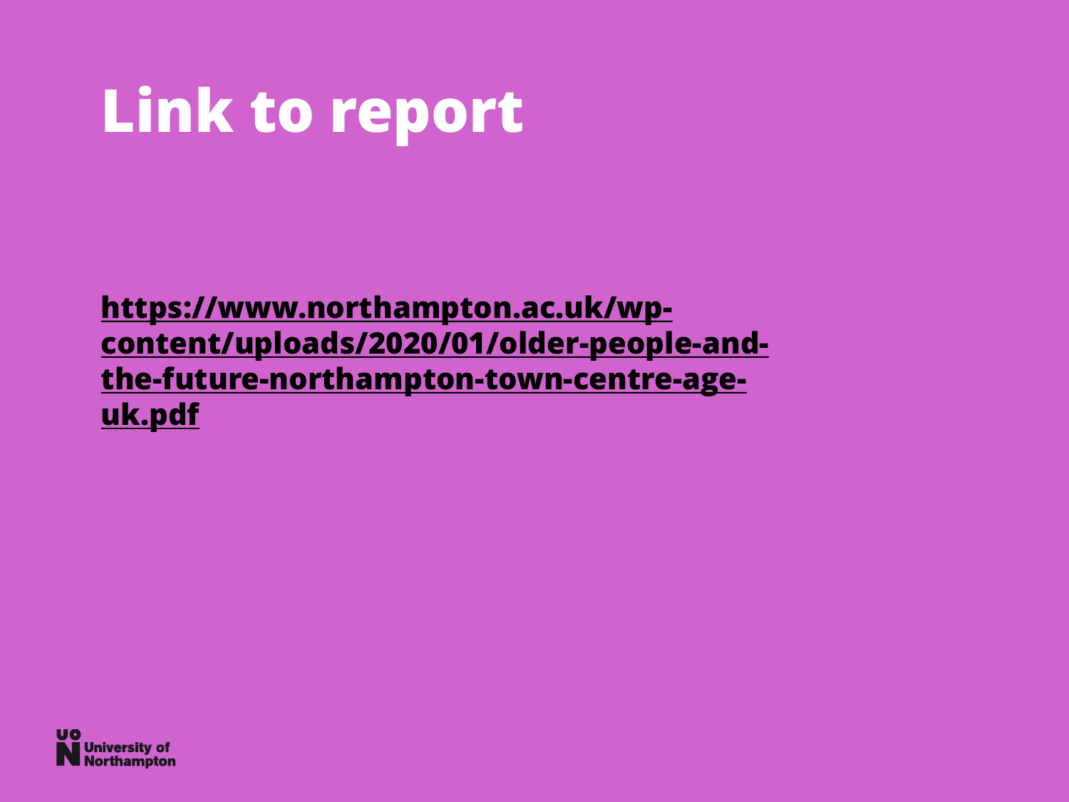# Link to report

**https://www.northampton.ac.uk/wp-content/uploads/2020/01/older-people-and-the-future-northampton-town-centre-age-uk.pdf**

University of Northampton